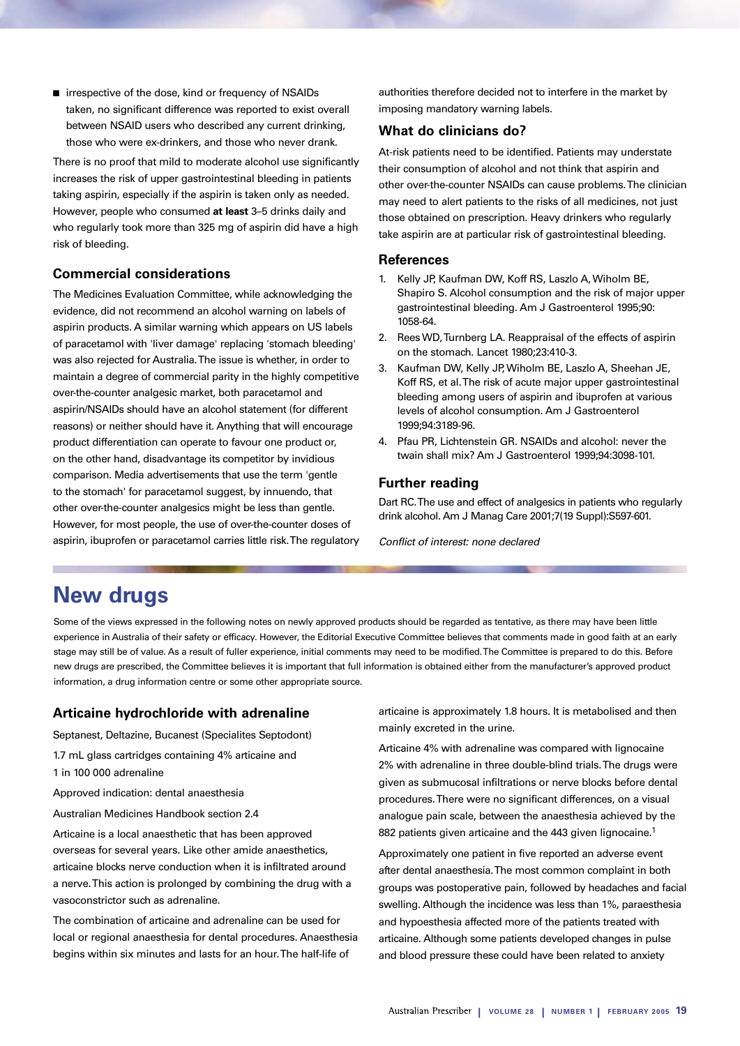- irrespective of the dose, kind or frequency of NSAIDs taken, no significant difference was reported to exist overall between NSAID users who described any current drinking, those who were ex-drinkers, and those who never drank.

There is no proof that mild to moderate alcohol use significantly increases the risk of upper gastrointestinal bleeding in patients taking aspirin, especially if the aspirin is taken only as needed. However, people who consumed **at least** 3–5 drinks daily and who regularly took more than 325 mg of aspirin did have a high risk of bleeding.

### Commercial considerations

The Medicines Evaluation Committee, while acknowledging the evidence, did not recommend an alcohol warning on labels of aspirin products. A similar warning which appears on US labels of paracetamol with 'liver damage' replacing 'stomach bleeding' was also rejected for Australia. The issue is whether, in order to maintain a degree of commercial parity in the highly competitive over-the-counter analgesic market, both paracetamol and aspirin/NSAIDs should have an alcohol statement (for different reasons) or neither should have it. Anything that will encourage product differentiation can operate to favour one product or, on the other hand, disadvantage its competitor by invidious comparison. Media advertisements that use the term 'gentle to the stomach' for paracetamol suggest, by innuendo, that other over-the-counter analgesics might be less than gentle. However, for most people, the use of over-the-counter doses of aspirin, ibuprofen or paracetamol carries little risk. The regulatory authorities therefore decided not to interfere in the market by imposing mandatory warning labels.

### What do clinicians do?

At-risk patients need to be identified. Patients may understate their consumption of alcohol and not think that aspirin and other over-the-counter NSAIDs can cause problems. The clinician may need to alert patients to the risks of all medicines, not just those obtained on prescription. Heavy drinkers who regularly take aspirin are at particular risk of gastrointestinal bleeding.

### References

1. Kelly JP, Kaufman DW, Koff RS, Laszlo A, Wiholm BE, Shapiro S. Alcohol consumption and the risk of major upper gastrointestinal bleeding. Am J Gastroenterol 1995;90: 1058-64.
2. Rees WD, Turnberg LA. Reappraisal of the effects of aspirin on the stomach. Lancet 1980;23:410-3.
3. Kaufman DW, Kelly JP, Wiholm BE, Laszlo A, Sheehan JE, Koff RS, et al. The risk of acute major upper gastrointestinal bleeding among users of aspirin and ibuprofen at various levels of alcohol consumption. Am J Gastroenterol 1999;94:3189-96.
4. Pfau PR, Lichtenstein GR. NSAIDs and alcohol: never the twain shall mix? Am J Gastroenterol 1999;94:3098-101.

### Further reading

Dart RC. The use and effect of analgesics in patients who regularly drink alcohol. Am J Manag Care 2001;7(19 Suppl):S597-601.

*Conflict of interest: none declared*

# New drugs

Some of the views expressed in the following notes on newly approved products should be regarded as tentative, as there may have been little experience in Australia of their safety or efficacy. However, the Editorial Executive Committee believes that comments made in good faith at an early stage may still be of value. As a result of fuller experience, initial comments may need to be modified. The Committee is prepared to do this. Before new drugs are prescribed, the Committee believes it is important that full information is obtained either from the manufacturer's approved product information, a drug information centre or some other appropriate source.

### Articaine hydrochloride with adrenaline

Septanest, Deltazine, Bucanest (Specialites Septodont)

1.7 mL glass cartridges containing 4% articaine and 1 in 100 000 adrenaline

Approved indication: dental anaesthesia

Australian Medicines Handbook section 2.4

Articaine is a local anaesthetic that has been approved overseas for several years. Like other amide anaesthetics, articaine blocks nerve conduction when it is infiltrated around a nerve. This action is prolonged by combining the drug with a vasoconstrictor such as adrenaline.

The combination of articaine and adrenaline can be used for local or regional anaesthesia for dental procedures. Anaesthesia begins within six minutes and lasts for an hour. The half-life of articaine is approximately 1.8 hours. It is metabolised and then mainly excreted in the urine.

Articaine 4% with adrenaline was compared with lignocaine 2% with adrenaline in three double-blind trials. The drugs were given as submucosal infiltrations or nerve blocks before dental procedures. There were no significant differences, on a visual analogue pain scale, between the anaesthesia achieved by the 882 patients given articaine and the 443 given lignocaine.[1]

Approximately one patient in five reported an adverse event after dental anaesthesia. The most common complaint in both groups was postoperative pain, followed by headaches and facial swelling. Although the incidence was less than 1%, paraesthesia and hypoesthesia affected more of the patients treated with articaine. Although some patients developed changes in pulse and blood pressure these could have been related to anxiety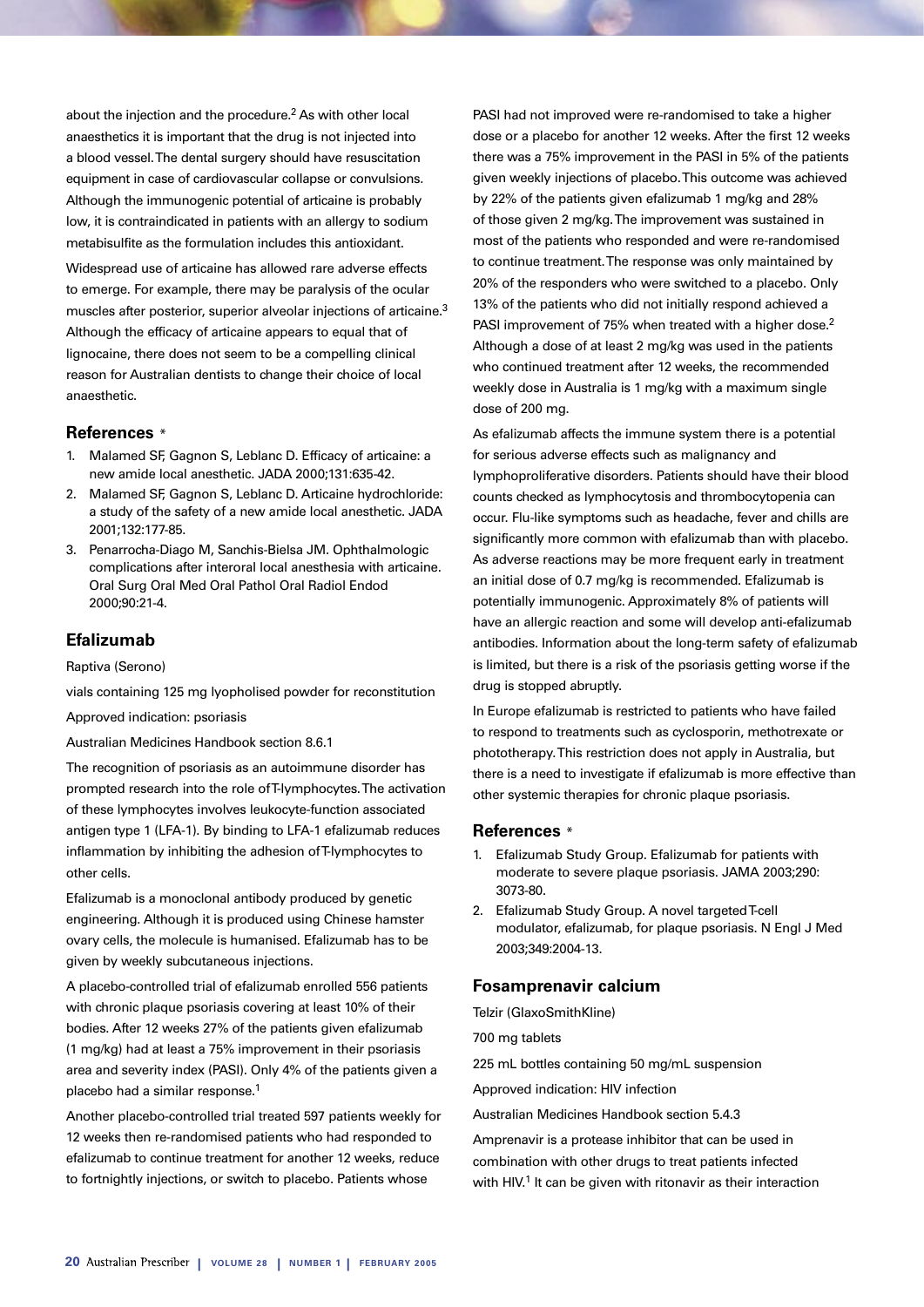about the injection and the procedure.[2] As with other local anaesthetics it is important that the drug is not injected into a blood vessel. The dental surgery should have resuscitation equipment in case of cardiovascular collapse or convulsions. Although the immunogenic potential of articaine is probably low, it is contraindicated in patients with an allergy to sodium metabisulfite as the formulation includes this antioxidant.

Widespread use of articaine has allowed rare adverse effects to emerge. For example, there may be paralysis of the ocular muscles after posterior, superior alveolar injections of articaine.[3] Although the efficacy of articaine appears to equal that of lignocaine, there does not seem to be a compelling clinical reason for Australian dentists to change their choice of local anaesthetic.

### References *

1. Malamed SF, Gagnon S, Leblanc D. Efficacy of articaine: a new amide local anesthetic. JADA 2000;131:635-42.
2. Malamed SF, Gagnon S, Leblanc D. Articaine hydrochloride: a study of the safety of a new amide local anesthetic. JADA 2001;132:177-85.
3. Penarrocha-Diago M, Sanchis-Bielsa JM. Ophthalmologic complications after interoral local anesthesia with articaine. Oral Surg Oral Med Oral Pathol Oral Radiol Endod 2000;90:21-4.

## Efalizumab

Raptiva (Serono)

vials containing 125 mg lyopholised powder for reconstitution

Approved indication: psoriasis

Australian Medicines Handbook section 8.6.1

The recognition of psoriasis as an autoimmune disorder has prompted research into the role of T-lymphocytes. The activation of these lymphocytes involves leukocyte-function associated antigen type 1 (LFA-1). By binding to LFA-1 efalizumab reduces inflammation by inhibiting the adhesion of T-lymphocytes to other cells.

Efalizumab is a monoclonal antibody produced by genetic engineering. Although it is produced using Chinese hamster ovary cells, the molecule is humanised. Efalizumab has to be given by weekly subcutaneous injections.

A placebo-controlled trial of efalizumab enrolled 556 patients with chronic plaque psoriasis covering at least 10% of their bodies. After 12 weeks 27% of the patients given efalizumab (1 mg/kg) had at least a 75% improvement in their psoriasis area and severity index (PASI). Only 4% of the patients given a placebo had a similar response.[1]

Another placebo-controlled trial treated 597 patients weekly for 12 weeks then re-randomised patients who had responded to efalizumab to continue treatment for another 12 weeks, reduce to fortnightly injections, or switch to placebo. Patients whose PASI had not improved were re-randomised to take a higher dose or a placebo for another 12 weeks. After the first 12 weeks there was a 75% improvement in the PASI in 5% of the patients given weekly injections of placebo. This outcome was achieved by 22% of the patients given efalizumab 1 mg/kg and 28% of those given 2 mg/kg. The improvement was sustained in most of the patients who responded and were re-randomised to continue treatment. The response was only maintained by 20% of the responders who were switched to a placebo. Only 13% of the patients who did not initially respond achieved a PASI improvement of 75% when treated with a higher dose.[2] Although a dose of at least 2 mg/kg was used in the patients who continued treatment after 12 weeks, the recommended weekly dose in Australia is 1 mg/kg with a maximum single dose of 200 mg.

As efalizumab affects the immune system there is a potential for serious adverse effects such as malignancy and lymphoproliferative disorders. Patients should have their blood counts checked as lymphocytosis and thrombocytopenia can occur. Flu-like symptoms such as headache, fever and chills are significantly more common with efalizumab than with placebo. As adverse reactions may be more frequent early in treatment an initial dose of 0.7 mg/kg is recommended. Efalizumab is potentially immunogenic. Approximately 8% of patients will have an allergic reaction and some will develop anti-efalizumab antibodies. Information about the long-term safety of efalizumab is limited, but there is a risk of the psoriasis getting worse if the drug is stopped abruptly.

In Europe efalizumab is restricted to patients who have failed to respond to treatments such as cyclosporin, methotrexate or phototherapy. This restriction does not apply in Australia, but there is a need to investigate if efalizumab is more effective than other systemic therapies for chronic plaque psoriasis.

### References *

1. Efalizumab Study Group. Efalizumab for patients with moderate to severe plaque psoriasis. JAMA 2003;290:3073-80.
2. Efalizumab Study Group. A novel targeted T-cell modulator, efalizumab, for plaque psoriasis. N Engl J Med 2003;349:2004-13.

## Fosamprenavir calcium

Telzir (GlaxoSmithKline)

700 mg tablets

225 mL bottles containing 50 mg/mL suspension

Approved indication: HIV infection

Australian Medicines Handbook section 5.4.3

Amprenavir is a protease inhibitor that can be used in combination with other drugs to treat patients infected with HIV.[1] It can be given with ritonavir as their interaction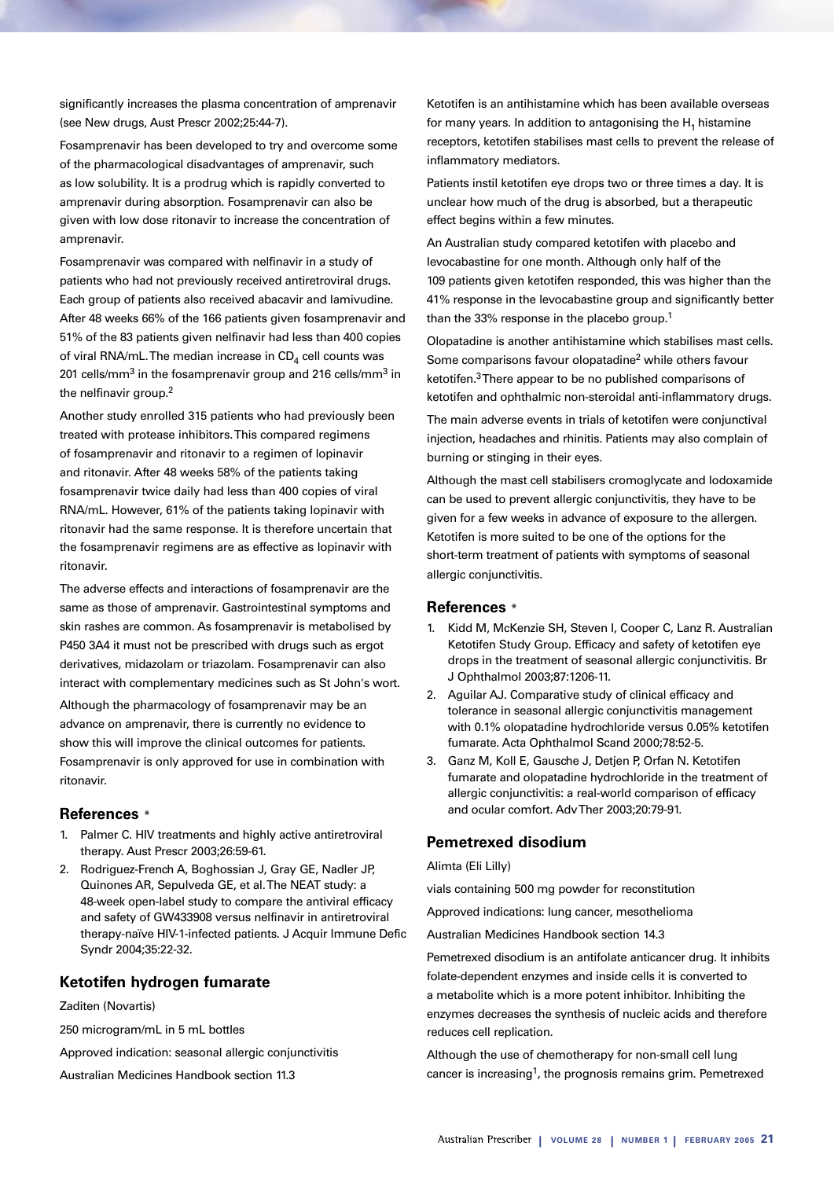significantly increases the plasma concentration of amprenavir (see New drugs, Aust Prescr 2002;25:44-7).

Fosamprenavir has been developed to try and overcome some of the pharmacological disadvantages of amprenavir, such as low solubility. It is a prodrug which is rapidly converted to amprenavir during absorption. Fosamprenavir can also be given with low dose ritonavir to increase the concentration of amprenavir.

Fosamprenavir was compared with nelfinavir in a study of patients who had not previously received antiretroviral drugs. Each group of patients also received abacavir and lamivudine. After 48 weeks 66% of the 166 patients given fosamprenavir and 51% of the 83 patients given nelfinavir had less than 400 copies of viral RNA/mL. The median increase in $CD_4$ cell counts was 201 cells/$mm^3$ in the fosamprenavir group and 216 cells/$mm^3$ in the nelfinavir group.[2]

Another study enrolled 315 patients who had previously been treated with protease inhibitors. This compared regimens of fosamprenavir and ritonavir to a regimen of lopinavir and ritonavir. After 48 weeks 58% of the patients taking fosamprenavir twice daily had less than 400 copies of viral RNA/mL. However, 61% of the patients taking lopinavir with ritonavir had the same response. It is therefore uncertain that the fosamprenavir regimens are as effective as lopinavir with ritonavir.

The adverse effects and interactions of fosamprenavir are the same as those of amprenavir. Gastrointestinal symptoms and skin rashes are common. As fosamprenavir is metabolised by P450 3A4 it must not be prescribed with drugs such as ergot derivatives, midazolam or triazolam. Fosamprenavir can also interact with complementary medicines such as St John's wort.

Although the pharmacology of fosamprenavir may be an advance on amprenavir, there is currently no evidence to show this will improve the clinical outcomes for patients. Fosamprenavir is only approved for use in combination with ritonavir.

### References *

1. Palmer C. HIV treatments and highly active antiretroviral therapy. Aust Prescr 2003;26:59-61.
2. Rodriguez-French A, Boghossian J, Gray GE, Nadler JP, Quinones AR, Sepulveda GE, et al. The NEAT study: a 48-week open-label study to compare the antiviral efficacy and safety of GW433908 versus nelfinavir in antiretroviral therapy-naïve HIV-1-infected patients. J Acquir Immune Defic Syndr 2004;35:22-32.

## Ketotifen hydrogen fumarate

Zaditen (Novartis)

250 microgram/mL in 5 mL bottles

Approved indication: seasonal allergic conjunctivitis

Australian Medicines Handbook section 11.3

Ketotifen is an antihistamine which has been available overseas for many years. In addition to antagonising the $H_1$ histamine receptors, ketotifen stabilises mast cells to prevent the release of inflammatory mediators.

Patients instil ketotifen eye drops two or three times a day. It is unclear how much of the drug is absorbed, but a therapeutic effect begins within a few minutes.

An Australian study compared ketotifen with placebo and levocabastine for one month. Although only half of the 109 patients given ketotifen responded, this was higher than the 41% response in the levocabastine group and significantly better than the 33% response in the placebo group.[1]

Olopatadine is another antihistamine which stabilises mast cells. Some comparisons favour olopatadine[2] while others favour ketotifen.[3] There appear to be no published comparisons of ketotifen and ophthalmic non-steroidal anti-inflammatory drugs.

The main adverse events in trials of ketotifen were conjunctival injection, headaches and rhinitis. Patients may also complain of burning or stinging in their eyes.

Although the mast cell stabilisers cromoglycate and lodoxamide can be used to prevent allergic conjunctivitis, they have to be given for a few weeks in advance of exposure to the allergen. Ketotifen is more suited to be one of the options for the short-term treatment of patients with symptoms of seasonal allergic conjunctivitis.

### References *

1. Kidd M, McKenzie SH, Steven I, Cooper C, Lanz R. Australian Ketotifen Study Group. Efficacy and safety of ketotifen eye drops in the treatment of seasonal allergic conjunctivitis. Br J Ophthalmol 2003;87:1206-11.
2. Aguilar AJ. Comparative study of clinical efficacy and tolerance in seasonal allergic conjunctivitis management with 0.1% olopatadine hydrochloride versus 0.05% ketotifen fumarate. Acta Ophthalmol Scand 2000;78:52-5.
3. Ganz M, Koll E, Gausche J, Detjen P, Orfan N. Ketotifen fumarate and olopatadine hydrochloride in the treatment of allergic conjunctivitis: a real-world comparison of efficacy and ocular comfort. Adv Ther 2003;20:79-91.

## Pemetrexed disodium

Alimta (Eli Lilly)

vials containing 500 mg powder for reconstitution

Approved indications: lung cancer, mesothelioma

Australian Medicines Handbook section 14.3

Pemetrexed disodium is an antifolate anticancer drug. It inhibits folate-dependent enzymes and inside cells it is converted to a metabolite which is a more potent inhibitor. Inhibiting the enzymes decreases the synthesis of nucleic acids and therefore reduces cell replication.

Although the use of chemotherapy for non-small cell lung cancer is increasing[1], the prognosis remains grim. Pemetrexed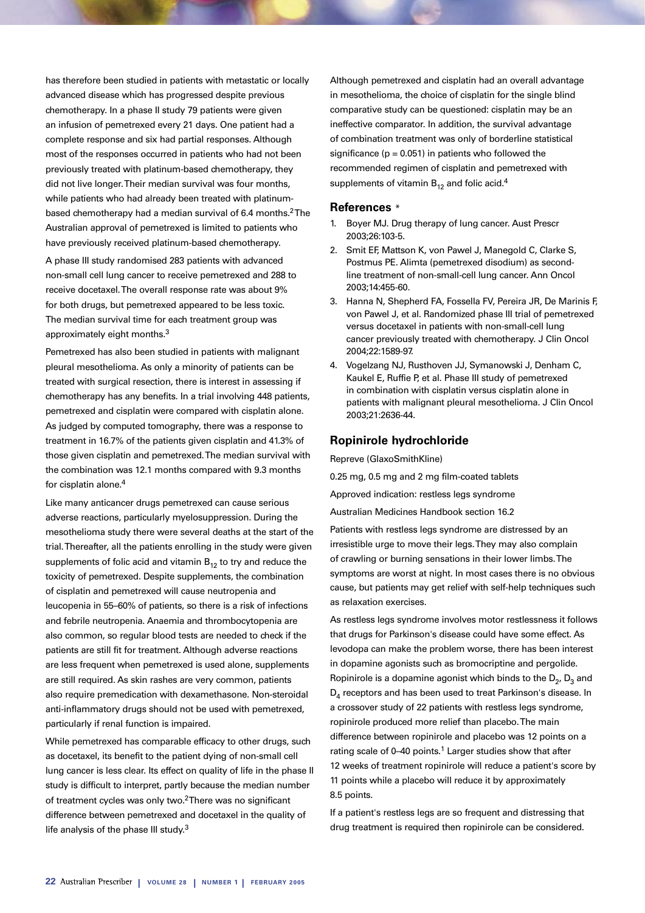has therefore been studied in patients with metastatic or locally advanced disease which has progressed despite previous chemotherapy. In a phase II study 79 patients were given an infusion of pemetrexed every 21 days. One patient had a complete response and six had partial responses. Although most of the responses occurred in patients who had not been previously treated with platinum-based chemotherapy, they did not live longer. Their median survival was four months, while patients who had already been treated with platinum-based chemotherapy had a median survival of 6.4 months.[2] The Australian approval of pemetrexed is limited to patients who have previously received platinum-based chemotherapy.

A phase III study randomised 283 patients with advanced non-small cell lung cancer to receive pemetrexed and 288 to receive docetaxel. The overall response rate was about 9% for both drugs, but pemetrexed appeared to be less toxic. The median survival time for each treatment group was approximately eight months.[3]

Pemetrexed has also been studied in patients with malignant pleural mesothelioma. As only a minority of patients can be treated with surgical resection, there is interest in assessing if chemotherapy has any benefits. In a trial involving 448 patients, pemetrexed and cisplatin were compared with cisplatin alone. As judged by computed tomography, there was a response to treatment in 16.7% of the patients given cisplatin and 41.3% of those given cisplatin and pemetrexed. The median survival with the combination was 12.1 months compared with 9.3 months for cisplatin alone.[4]

Like many anticancer drugs pemetrexed can cause serious adverse reactions, particularly myelosuppression. During the mesothelioma study there were several deaths at the start of the trial. Thereafter, all the patients enrolling in the study were given supplements of folic acid and vitamin $B_{12}$ to try and reduce the toxicity of pemetrexed. Despite supplements, the combination of cisplatin and pemetrexed will cause neutropenia and leucopenia in 55–60% of patients, so there is a risk of infections and febrile neutropenia. Anaemia and thrombocytopenia are also common, so regular blood tests are needed to check if the patients are still fit for treatment. Although adverse reactions are less frequent when pemetrexed is used alone, supplements are still required. As skin rashes are very common, patients also require premedication with dexamethasone. Non-steroidal anti-inflammatory drugs should not be used with pemetrexed, particularly if renal function is impaired.

While pemetrexed has comparable efficacy to other drugs, such as docetaxel, its benefit to the patient dying of non-small cell lung cancer is less clear. Its effect on quality of life in the phase II study is difficult to interpret, partly because the median number of treatment cycles was only two.[2] There was no significant difference between pemetrexed and docetaxel in the quality of life analysis of the phase III study.[3]

Although pemetrexed and cisplatin had an overall advantage in mesothelioma, the choice of cisplatin for the single blind comparative study can be questioned: cisplatin may be an ineffective comparator. In addition, the survival advantage of combination treatment was only of borderline statistical significance ($p = 0.051$) in patients who followed the recommended regimen of cisplatin and pemetrexed with supplements of vitamin $B_{12}$ and folic acid.[4]

### References *

1. Boyer MJ. Drug therapy of lung cancer. Aust Prescr 2003;26:103-5.
2. Smit EF, Mattson K, von Pawel J, Manegold C, Clarke S, Postmus PE. Alimta (pemetrexed disodium) as second-line treatment of non-small-cell lung cancer. Ann Oncol 2003;14:455-60.
3. Hanna N, Shepherd FA, Fossella FV, Pereira JR, De Marinis F, von Pawel J, et al. Randomized phase III trial of pemetrexed versus docetaxel in patients with non-small-cell lung cancer previously treated with chemotherapy. J Clin Oncol 2004;22:1589-97.
4. Vogelzang NJ, Rusthoven JJ, Symanowski J, Denham C, Kaukel E, Ruffie P, et al. Phase III study of pemetrexed in combination with cisplatin versus cisplatin alone in patients with malignant pleural mesothelioma. J Clin Oncol 2003;21:2636-44.

## Ropinirole hydrochloride

Repreve (GlaxoSmithKline)

0.25 mg, 0.5 mg and 2 mg film-coated tablets

Approved indication: restless legs syndrome

Australian Medicines Handbook section 16.2

Patients with restless legs syndrome are distressed by an irresistible urge to move their legs. They may also complain of crawling or burning sensations in their lower limbs. The symptoms are worst at night. In most cases there is no obvious cause, but patients may get relief with self-help techniques such as relaxation exercises.

As restless legs syndrome involves motor restlessness it follows that drugs for Parkinson's disease could have some effect. As levodopa can make the problem worse, there has been interest in dopamine agonists such as bromocriptine and pergolide. Ropinirole is a dopamine agonist which binds to the $D_2$, $D_3$ and $D_4$ receptors and has been used to treat Parkinson's disease. In a crossover study of 22 patients with restless legs syndrome, ropinirole produced more relief than placebo. The main difference between ropinirole and placebo was 12 points on a rating scale of 0–40 points.[1] Larger studies show that after 12 weeks of treatment ropinirole will reduce a patient's score by 11 points while a placebo will reduce it by approximately 8.5 points.

If a patient's restless legs are so frequent and distressing that drug treatment is required then ropinirole can be considered.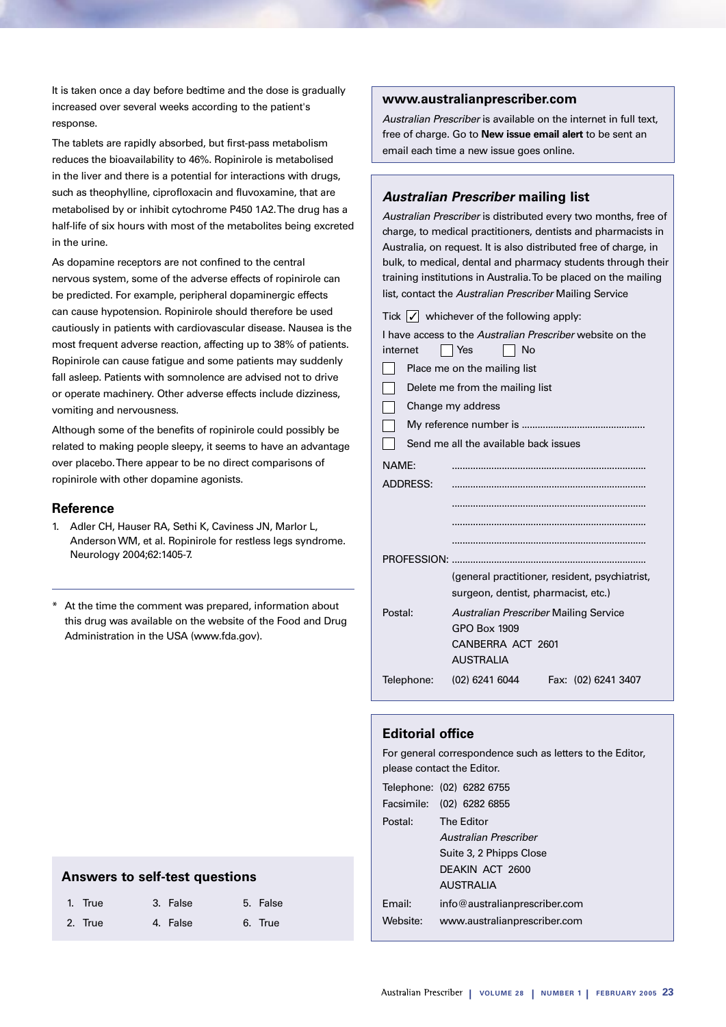It is taken once a day before bedtime and the dose is gradually increased over several weeks according to the patient's response.

The tablets are rapidly absorbed, but first-pass metabolism reduces the bioavailability to 46%. Ropinirole is metabolised in the liver and there is a potential for interactions with drugs, such as theophylline, ciprofloxacin and fluvoxamine, that are metabolised by or inhibit cytochrome P450 1A2. The drug has a half-life of six hours with most of the metabolites being excreted in the urine.

As dopamine receptors are not confined to the central nervous system, some of the adverse effects of ropinirole can be predicted. For example, peripheral dopaminergic effects can cause hypotension. Ropinirole should therefore be used cautiously in patients with cardiovascular disease. Nausea is the most frequent adverse reaction, affecting up to 38% of patients. Ropinirole can cause fatigue and some patients may suddenly fall asleep. Patients with somnolence are advised not to drive or operate machinery. Other adverse effects include dizziness, vomiting and nervousness.

Although some of the benefits of ropinirole could possibly be related to making people sleepy, it seems to have an advantage over placebo. There appear to be no direct comparisons of ropinirole with other dopamine agonists.

### Reference

1. Adler CH, Hauser RA, Sethi K, Caviness JN, Marlor L, Anderson WM, et al. Ropinirole for restless legs syndrome. Neurology 2004;62:1405-7.

---

\* At the time the comment was prepared, information about this drug was available on the website of the Food and Drug Administration in the USA (www.fda.gov).

### Answers to self-test questions

1. True
2. True
3. False
4. False
5. False
6. True

### www.australianprescriber.com

*Australian Prescriber* is available on the internet in full text, free of charge. Go to **New issue email alert** to be sent an email each time a new issue goes online.

### *Australian Prescriber* mailing list

*Australian Prescriber* is distributed every two months, free of charge, to medical practitioners, dentists and pharmacists in Australia, on request. It is also distributed free of charge, in bulk, to medical, dental and pharmacy students through their training institutions in Australia. To be placed on the mailing list, contact the *Australian Prescriber* Mailing Service

Tick ☑ whichever of the following apply:

I have access to the *Australian Prescriber* website on the internet ☐ Yes ☐ No

☐ Place me on the mailing list

☐ Delete me from the mailing list

☐ Change my address

☐ My reference number is ..............................................

☐ Send me all the available back issues

NAME: .........................................................................

ADDRESS: .........................................................................

.........................................................................

.........................................................................

.........................................................................

PROFESSION: .........................................................................

(general practitioner, resident, psychiatrist, surgeon, dentist, pharmacist, etc.)

Postal: *Australian Prescriber* Mailing Service
GPO Box 1909
CANBERRA ACT 2601
AUSTRALIA

Telephone: (02) 6241 6044 Fax: (02) 6241 3407

### Editorial office

For general correspondence such as letters to the Editor, please contact the Editor.

Telephone: (02) 6282 6755

Facsimile: (02) 6282 6855

Postal: The Editor
*Australian Prescriber*
Suite 3, 2 Phipps Close
DEAKIN ACT 2600
AUSTRALIA

Email: info@australianprescriber.com

Website: www.australianprescriber.com